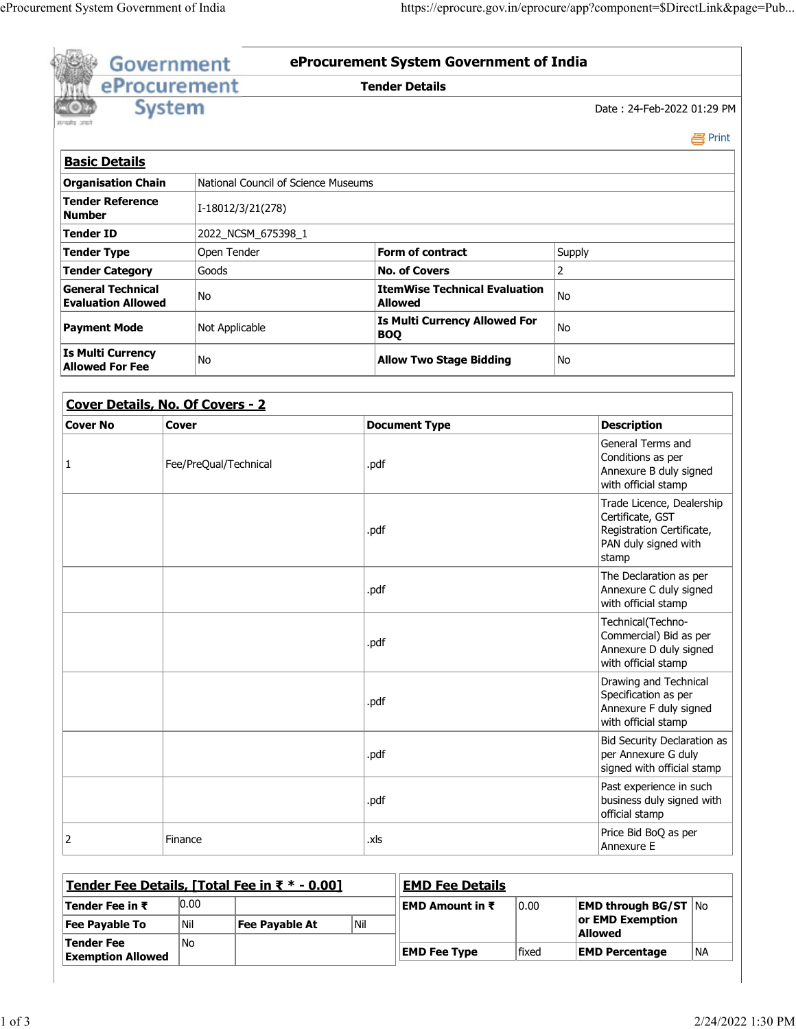# eProcurement System Government of India

## Tender Details

Date : 24-Feb-2022 01:29 PM

### Basic Details

| | | | |
|---|---|---|---|
| **Organisation Chain** | National Council of Science Museums | | |
| **Tender Reference Number** | I-18012/3/21(278) | | |
| **Tender ID** | 2022_NCSM_675398_1 | | |
| **Tender Type** | Open Tender | **Form of contract** | Supply |
| **Tender Category** | Goods | **No. of Covers** | 2 |
| **General Technical Evaluation Allowed** | No | **ItemWise Technical Evaluation Allowed** | No |
| **Payment Mode** | Not Applicable | **Is Multi Currency Allowed For BOQ** | No |
| **Is Multi Currency Allowed For Fee** | No | **Allow Two Stage Bidding** | No |

### Cover Details, No. Of Covers - 2

| Cover No | Cover | Document Type | Description |
|---|---|---|---|
| 1 | Fee/PreQual/Technical | .pdf | General Terms and Conditions as per Annexure B duly signed with official stamp |
| | | .pdf | Trade Licence, Dealership Certificate, GST Registration Certificate, PAN duly signed with stamp |
| | | .pdf | The Declaration as per Annexure C duly signed with official stamp |
| | | .pdf | Technical(Techno-Commercial) Bid as per Annexure D duly signed with official stamp |
| | | .pdf | Drawing and Technical Specification as per Annexure F duly signed with official stamp |
| | | .pdf | Bid Security Declaration as per Annexure G duly signed with official stamp |
| | | .pdf | Past experience in such business duly signed with official stamp |
| 2 | Finance | .xls | Price Bid BoQ as per Annexure E |

### Tender Fee Details, [Total Fee in ₹ * - 0.00]

| | | | |
|---|---|---|---|
| **Tender Fee in ₹** | 0.00 | | |
| **Fee Payable To** | Nil | **Fee Payable At** | Nil |
| **Tender Fee Exemption Allowed** | No | | |

### EMD Fee Details

| | | | |
|---|---|---|---|
| **EMD Amount in ₹** | 0.00 | **EMD through BG/ST or EMD Exemption Allowed** | No |
| **EMD Fee Type** | fixed | **EMD Percentage** | NA |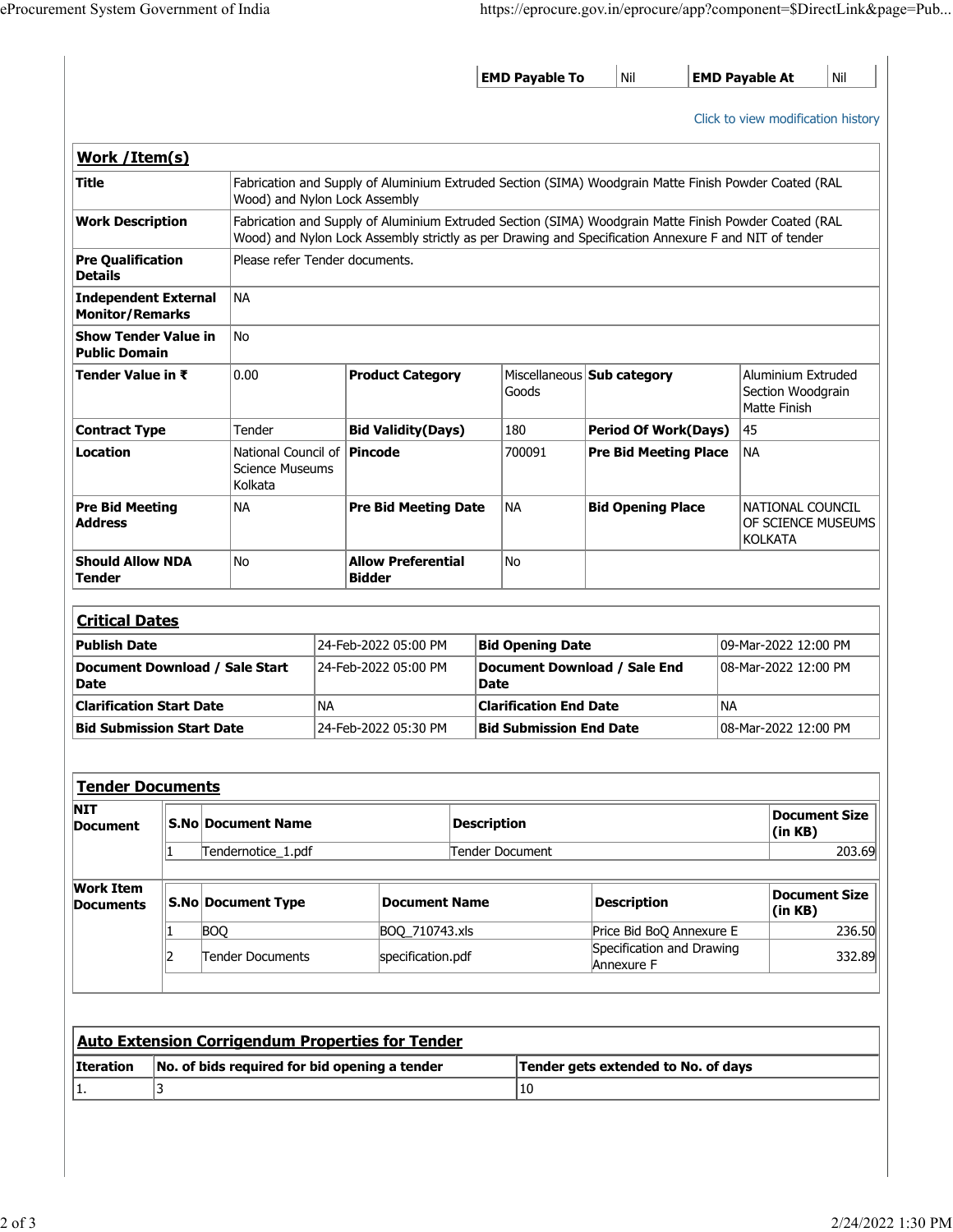| EMD Payable To | Nil | EMD Payable At | Nil |
|---|---|---|---|

Click to view modification history

## Work /Item(s)

| | | | | | |
|---|---|---|---|---|---|
| **Title** | Fabrication and Supply of Aluminium Extruded Section (SIMA) Woodgrain Matte Finish Powder Coated (RAL Wood) and Nylon Lock Assembly | | | | |
| **Work Description** | Fabrication and Supply of Aluminium Extruded Section (SIMA) Woodgrain Matte Finish Powder Coated (RAL Wood) and Nylon Lock Assembly strictly as per Drawing and Specification Annexure F and NIT of tender | | | | |
| **Pre Qualification Details** | Please refer Tender documents. | | | | |
| **Independent External Monitor/Remarks** | NA | | | | |
| **Show Tender Value in Public Domain** | No | | | | |
| **Tender Value in ₹** | 0.00 | **Product Category** | Miscellaneous Goods | **Sub category** | Aluminium Extruded Section Woodgrain Matte Finish |
| **Contract Type** | Tender | **Bid Validity(Days)** | 180 | **Period Of Work(Days)** | 45 |
| **Location** | National Council of Science Museums Kolkata | **Pincode** | 700091 | **Pre Bid Meeting Place** | NA |
| **Pre Bid Meeting Address** | NA | **Pre Bid Meeting Date** | NA | **Bid Opening Place** | NATIONAL COUNCIL OF SCIENCE MUSEUMS KOLKATA |
| **Should Allow NDA Tender** | No | **Allow Preferential Bidder** | No | | |

## Critical Dates

| | | | |
|---|---|---|---|
| **Publish Date** | 24-Feb-2022 05:00 PM | **Bid Opening Date** | 09-Mar-2022 12:00 PM |
| **Document Download / Sale Start Date** | 24-Feb-2022 05:00 PM | **Document Download / Sale End Date** | 08-Mar-2022 12:00 PM |
| **Clarification Start Date** | NA | **Clarification End Date** | NA |
| **Bid Submission Start Date** | 24-Feb-2022 05:30 PM | **Bid Submission End Date** | 08-Mar-2022 12:00 PM |

## Tender Documents

**NIT Document**

| S.No | Document Name | Description | Document Size (in KB) |
|---|---|---|---|
| 1 | Tendernotice_1.pdf | Tender Document | 203.69 |

**Work Item Documents**

| S.No | Document Type | Document Name | Description | Document Size (in KB) |
|---|---|---|---|---|
| 1 | BOQ | BOQ_710743.xls | Price Bid BoQ Annexure E | 236.50 |
| 2 | Tender Documents | specification.pdf | Specification and Drawing Annexure F | 332.89 |

## Auto Extension Corrigendum Properties for Tender

| Iteration | No. of bids required for bid opening a tender | Tender gets extended to No. of days |
|---|---|---|
| 1. | 3 | 10 |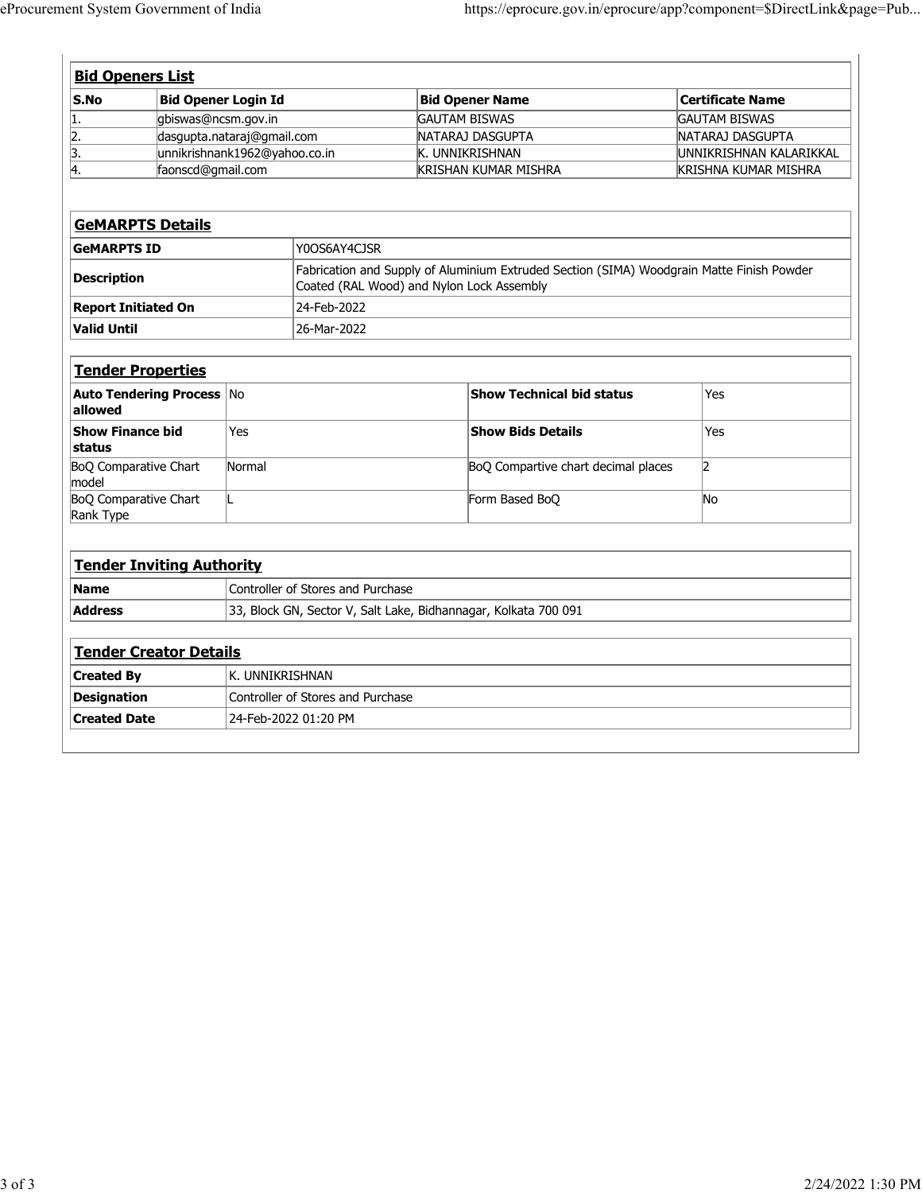## Bid Openers List

| S.No | Bid Opener Login Id | Bid Opener Name | Certificate Name |
|---|---|---|---|
| 1. | gbiswas@ncsm.gov.in | GAUTAM BISWAS | GAUTAM BISWAS |
| 2. | dasgupta.nataraj@gmail.com | NATARAJ DASGUPTA | NATARAJ DASGUPTA |
| 3. | unnikrishnank1962@yahoo.co.in | K. UNNIKRISHNAN | UNNIKRISHNAN KALARIKKAL |
| 4. | faonscd@gmail.com | KRISHAN KUMAR MISHRA | KRISHNA KUMAR MISHRA |

## GeMARPTS Details

| | |
|---|---|
| **GeMARPTS ID** | Y0OS6AY4CJSR |
| **Description** | Fabrication and Supply of Aluminium Extruded Section (SIMA) Woodgrain Matte Finish Powder Coated (RAL Wood) and Nylon Lock Assembly |
| **Report Initiated On** | 24-Feb-2022 |
| **Valid Until** | 26-Mar-2022 |

## Tender Properties

| | | | |
|---|---|---|---|
| **Auto Tendering Process allowed** | No | **Show Technical bid status** | Yes |
| **Show Finance bid status** | Yes | **Show Bids Details** | Yes |
| BoQ Comparative Chart model | Normal | BoQ Compartive chart decimal places | 2 |
| BoQ Comparative Chart Rank Type | L | Form Based BoQ | No |

## Tender Inviting Authority

| | |
|---|---|
| **Name** | Controller of Stores and Purchase |
| **Address** | 33, Block GN, Sector V, Salt Lake, Bidhannagar, Kolkata 700 091 |

## Tender Creator Details

| | |
|---|---|
| **Created By** | K. UNNIKRISHNAN |
| **Designation** | Controller of Stores and Purchase |
| **Created Date** | 24-Feb-2022 01:20 PM |